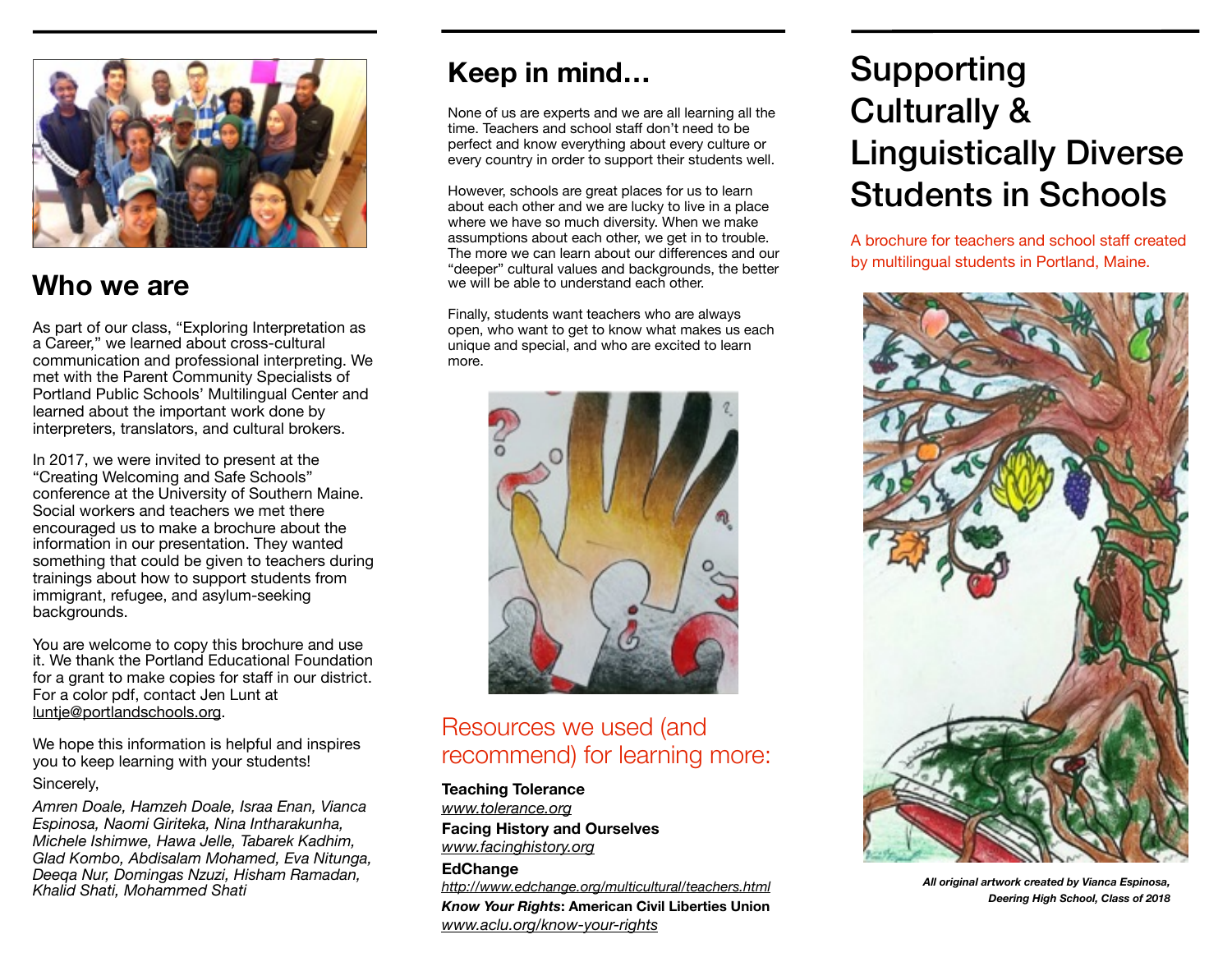## Who we are

As part of our class, "Exploring Interpretation as a Career," we learned about cross-cultural communication and professional interpreting. We met with the Parent Community Specialists of Portland Public Schools' Multilingual Center and learned about the important work done by interpreters, translators, and cultural brokers.

In 2017, we were invited to present at the "Creating Welcoming and Safe Schools" conference at the University of Southern Maine. Social workers and teachers we met there encouraged us to make a brochure about the information in our presentation. They wanted something that could be given to teachers during trainings about how to support students from immigrant, refugee, and asylum-seeking backgrounds.

You are welcome to copy this brochure and use it. We thank the Portland Educational Foundation for a grant to make copies for staff in our district. For a color pdf, contact Jen Lunt at luntje@portlandschools.org.

We hope this information is helpful and inspires you to keep learning with your students!

Sincerely,

*Amren Doale, Hamzeh Doale, Israa Enan, Vianca Espinosa, Naomi Giriteka, Nina Intharakunha, Michele Ishimwe, Hawa Jelle, Tabarek Kadhim, Glad Kombo, Abdisalam Mohamed, Eva Nitunga, Deeqa Nur, Domingas Nzuzi, Hisham Ramadan, Khalid Shati, Mohammed Shati*

## Keep in mind...

None of us are experts and we are all learning all the time. Teachers and school staff don't need to be perfect and know everything about every culture or every country in order to support their students well.

However, schools are great places for us to learn about each other and we are lucky to live in a place where we have so much diversity. When we make assumptions about each other, we get in to trouble. The more we can learn about our differences and our "deeper" cultural values and backgrounds, the better we will be able to understand each other.

Finally, students want teachers who are always open, who want to get to know what makes us each unique and special, and who are excited to learn more.

## Resources we used (and recommend) for learning more:

**Teaching Tolerance**
www.tolerance.org

**Facing History and Ourselves**
www.facinghistory.org

**EdChange**
http://www.edchange.org/multicultural/teachers.html

***Know Your Rights*: American Civil Liberties Union**
www.aclu.org/know-your-rights

# Supporting Culturally & Linguistically Diverse Students in Schools

A brochure for teachers and school staff created by multilingual students in Portland, Maine.

***All original artwork created by Vianca Espinosa, Deering High School, Class of 2018***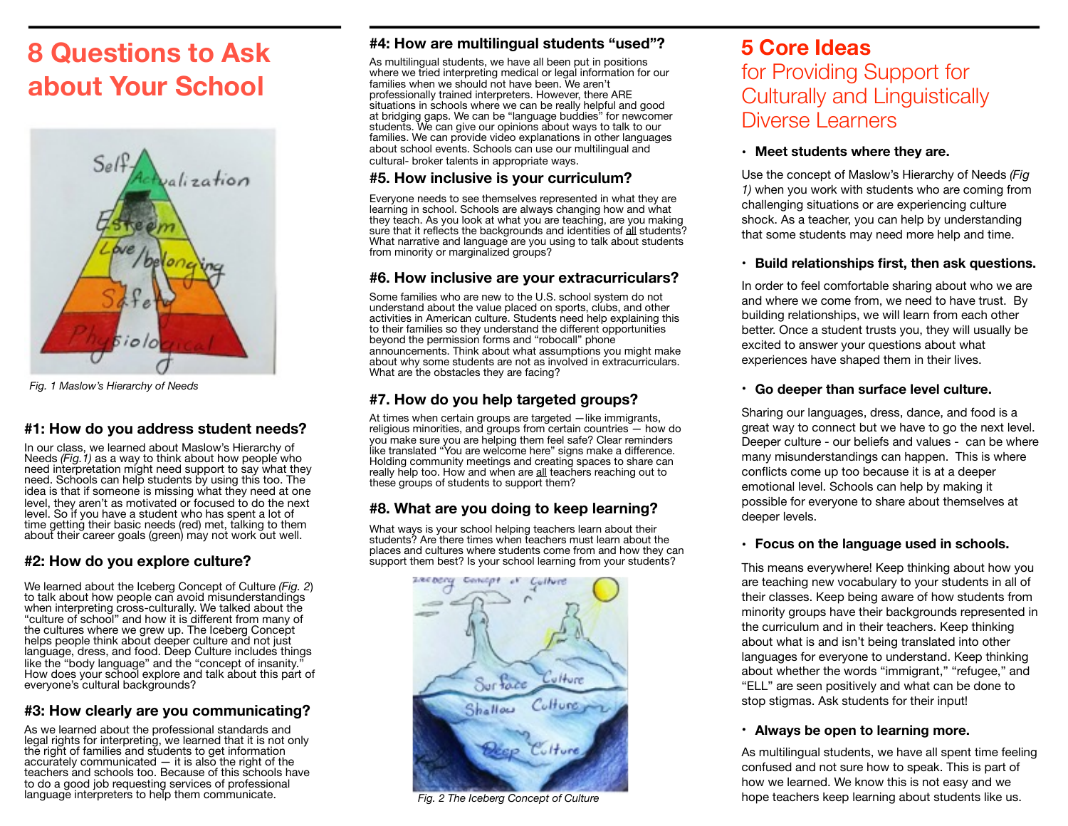# 8 Questions to Ask about Your School

*Fig. 1 Maslow's Hierarchy of Needs*

## #1: How do you address student needs?

In our class, we learned about Maslow's Hierarchy of Needs *(Fig.1)* as a way to think about how people who need interpretation might need support to say what they need. Schools can help students by using this too. The idea is that if someone is missing what they need at one level, they aren't as motivated or focused to do the next level. So if you have a student who has spent a lot of time getting their basic needs (red) met, talking to them about their career goals (green) may not work out well.

## #2: How do you explore culture?

We learned about the Iceberg Concept of Culture *(Fig. 2)* to talk about how people can avoid misunderstandings when interpreting cross-culturally. We talked about the "culture of school" and how it is different from many of the cultures where we grew up. The Iceberg Concept helps people think about deeper culture and not just language, dress, and food. Deep Culture includes things like the "body language" and the "concept of insanity." How does your school explore and talk about this part of everyone's cultural backgrounds?

## #3: How clearly are you communicating?

As we learned about the professional standards and legal rights for interpreting, we learned that it is not only the right of families and students to get information accurately communicated — it is also the right of the teachers and schools too. Because of this schools have to do a good job requesting services of professional language interpreters to help them communicate.

## #4: How are multilingual students "used"?

As multilingual students, we have all been put in positions where we tried interpreting medical or legal information for our families when we should not have been. We aren't professionally trained interpreters. However, there ARE situations in schools where we can be really helpful and good at bridging gaps. We can be "language buddies" for newcomer students. We can give our opinions about ways to talk to our families. We can provide video explanations in other languages about school events. Schools can use our multilingual and cultural- broker talents in appropriate ways.

## #5. How inclusive is your curriculum?

Everyone needs to see themselves represented in what they are learning in school. Schools are always changing how and what they teach. As you look at what you are teaching, are you making sure that it reflects the backgrounds and identities of all students? What narrative and language are you using to talk about students from minority or marginalized groups?

## #6. How inclusive are your extracurriculars?

Some families who are new to the U.S. school system do not understand about the value placed on sports, clubs, and other activities in American culture. Students need help explaining this to their families so they understand the different opportunities beyond the permission forms and "robocall" phone announcements. Think about what assumptions you might make about why some students are not as involved in extracurriculars. What are the obstacles they are facing?

## #7. How do you help targeted groups?

At times when certain groups are targeted —like immigrants, religious minorities, and groups from certain countries — how do you make sure you are helping them feel safe? Clear reminders like translated "You are welcome here" signs make a difference. Holding community meetings and creating spaces to share can really help too. How and when are all teachers reaching out to these groups of students to support them?

## #8. What are you doing to keep learning?

What ways is your school helping teachers learn about their students? Are there times when teachers must learn about the places and cultures where students come from and how they can support them best? Is your school learning from your students?

*Fig. 2 The Iceberg Concept of Culture*

# 5 Core Ideas for Providing Support for Culturally and Linguistically Diverse Learners

- **Meet students where they are.**

Use the concept of Maslow's Hierarchy of Needs *(Fig 1)* when you work with students who are coming from challenging situations or are experiencing culture shock. As a teacher, you can help by understanding that some students may need more help and time.

- **Build relationships first, then ask questions.**

In order to feel comfortable sharing about who we are and where we come from, we need to have trust. By building relationships, we will learn from each other better. Once a student trusts you, they will usually be excited to answer your questions about what experiences have shaped them in their lives.

- **Go deeper than surface level culture.**

Sharing our languages, dress, dance, and food is a great way to connect but we have to go the next level. Deeper culture - our beliefs and values - can be where many misunderstandings can happen. This is where conflicts come up too because it is at a deeper emotional level. Schools can help by making it possible for everyone to share about themselves at deeper levels.

- **Focus on the language used in schools.**

This means everywhere! Keep thinking about how you are teaching new vocabulary to your students in all of their classes. Keep being aware of how students from minority groups have their backgrounds represented in the curriculum and in their teachers. Keep thinking about what is and isn't being translated into other languages for everyone to understand. Keep thinking about whether the words "immigrant," "refugee," and "ELL" are seen positively and what can be done to stop stigmas. Ask students for their input!

- **Always be open to learning more.**

As multilingual students, we have all spent time feeling confused and not sure how to speak. This is part of how we learned. We know this is not easy and we hope teachers keep learning about students like us.